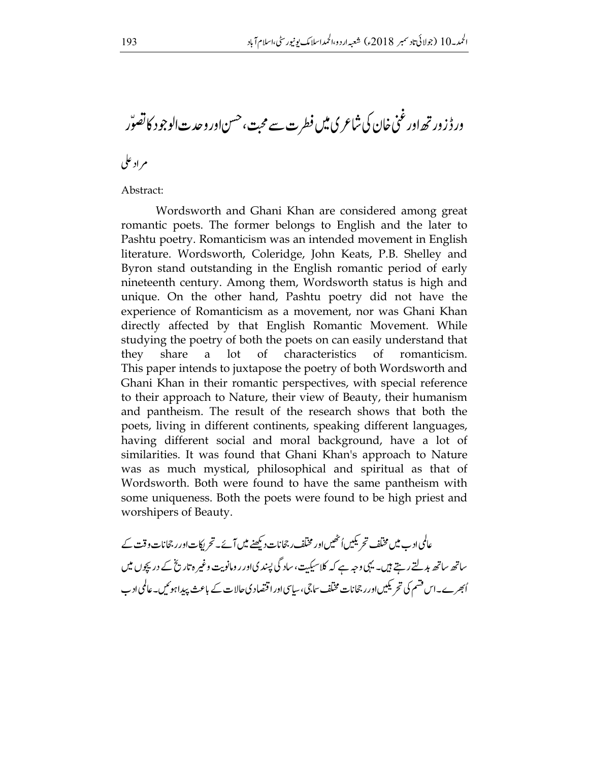# ورڈزورتھ اور غنی خان کی شاعری میں فطرت سے محبت، حسن اور وحدت الوجود کا تصوّر

مراد علی

Abstract:

Wordsworth and Ghani Khan are considered among great romantic poets. The former belongs to English and the later to Pashtu poetry. Romanticism was an intended movement in English literature. Wordsworth, Coleridge, John Keats, P.B. Shelley and Byron stand outstanding in the English romantic period of early nineteenth century. Among them, Wordsworth status is high and unique. On the other hand, Pashtu poetry did not have the experience of Romanticism as a movement, nor was Ghani Khan directly affected by that English Romantic Movement. While studying the poetry of both the poets on can easily understand that they share a lot of characteristics of romanticism. This paper intends to juxtapose the poetry of both Wordsworth and Ghani Khan in their romantic perspectives, with special reference to their approach to Nature, their view of Beauty, their humanism and pantheism. The result of the research shows that both the poets, living in different continents, speaking different languages, having different social and moral background, have a lot of similarities. It was found that Ghani Khan's approach to Nature was as much mystical, philosophical and spiritual as that of Wordsworth. Both were found to have the same pantheism with some uniqueness. Both the poets were found to be high priest and worshipers of Beauty.

عالمی ادب میں مختلف تحریکیں اُٹھیں اور مختلف رجحانات دیکھنے میں آئے۔ تحریکات اور رجحانات وقت کے ساتھ ساتھ بدلتے رہتے ہیں۔ یہی وجہ ہے کہ کلاسیکیت، سادگی پسندی اور رومانویت وغیرہ تاریخ کے دریچوں میں اُبھرے۔ اس قسم کی تحریکیں اور رجحانات مختلف سماجی، سیاسی اور اقتصادی حالات کے باعث پیدا ہوئیں۔ عالمی ادب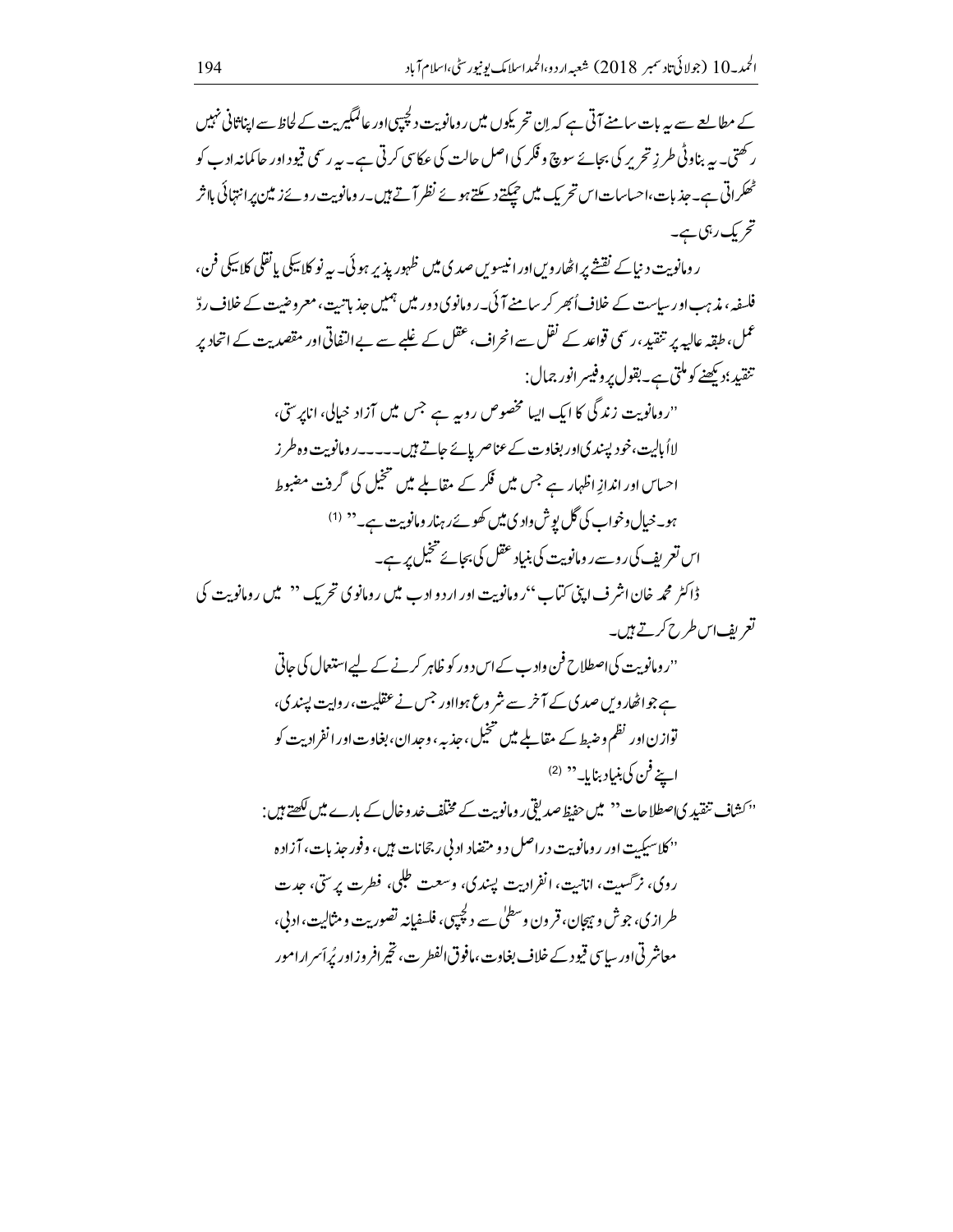کے مطالعے سے یہ بات سامنے آتی ہے کہ اِن تحریکوں میں رومانویت دلچسپی اور عالمگیریت کے لحاظ سے اپنا ثانی نہیں رکھتی۔ یہ بناوٹی طرزِ تحریر کی بجائے سوچ و فکر کی اصل حالت کی عکاسی کرتی ہے۔ یہ رسمی قیود اور حاکمانہ ادب کو ٹھکراتی ہے۔ جذبات، احساسات اس تحریک میں چمکتے دمکتے ہوئے نظر آتے ہیں۔ رومانویت روئے زمین پر انتہائی بااثر تحریک رہی ہے۔

رومانویت دنیا کے نقشے پر اٹھارویں اور انیسویں صدی میں ظہور پذیر ہوئی۔ یہ نوکلاسیکی یا نقلی کلاسیکی فن، فلسفہ، مذہب اور سیاست کے خلاف اُبھر کر سامنے آئی۔ رومانوی دور میں ہمیں جذباتیت، معروضیت کے خلاف ردّ عمل، طبقہ عالیہ پر تنقید، رسمی قواعد کے نقل سے انحراف، عقل کے غلبے سے بے اتفاقی اور مقصدیت کے اتحاد پر تنقید؛ دیکھنے کو ملتی ہے۔ بقول پروفیسر انور جمال:

> ''رومانویت زندگی کا ایک ایسا مخصوص رویہ ہے جس میں آزاد خیالی، انا پرستی، لااُبالیت، خود پسندی اور بغاوت کے عناصر پائے جاتے ہیں۔۔۔۔۔۔ رومانویت وہ طرزِ احساس اور اندازِ اظہار ہے جس میں فکر کے مقابلے میں تخیل کی گرفت مضبوط ہو۔ خیال و خواب کی گل پوش وادی میں کھوئے رہنا رومانویت ہے۔'' (1)

اس تعریف کی روسے رومانویت کی بنیاد عقل کی بجائے تخیل پر ہے۔

ڈاکٹر محمد خان اشرف اپنی کتاب ''رومانویت اور اردو ادب میں رومانوی تحریک'' میں رومانویت کی تعریف اس طرح کرتے ہیں۔

> ''رومانویت کی اصطلاح فن و ادب کے اس دور کو ظاہر کرنے کے لیے استعمال کی جاتی ہے جو اٹھارویں صدی کے آخر سے شروع ہوا اور جس نے عقلیت، روایت پسندی، توازن اور نظم و ضبط کے مقابلے میں تخیل، جذبہ، وجدان، بغاوت اور انفرادیت کو اپنے فن کی بنیاد بنایا۔'' (2)

''کشاف تنقیدی اصطلاحات'' میں حفیظ صدیقی رومانویت کے مختلف خدوخال کے بارے میں لکھتے ہیں:

> ''کلاسیکیت اور رومانویت دراصل دو متضاد ادبی رجحانات ہیں، وفورِ جذبات، آزادہ روی، نرگسیت، انانیت، انفرادیت پسندی، وسعت طلبی، فطرت پرستی، جدت طرازی، جوش و ہیجان، قرونِ وسطیٰ سے دلچسپی، فلسفیانہ تصوریت و مثالیت، ادبی، معاشرتی اور سیاسی قیود کے خلاف بغاوت، مافوق الفطرت، تحیرافروز اور پُراَسرار امور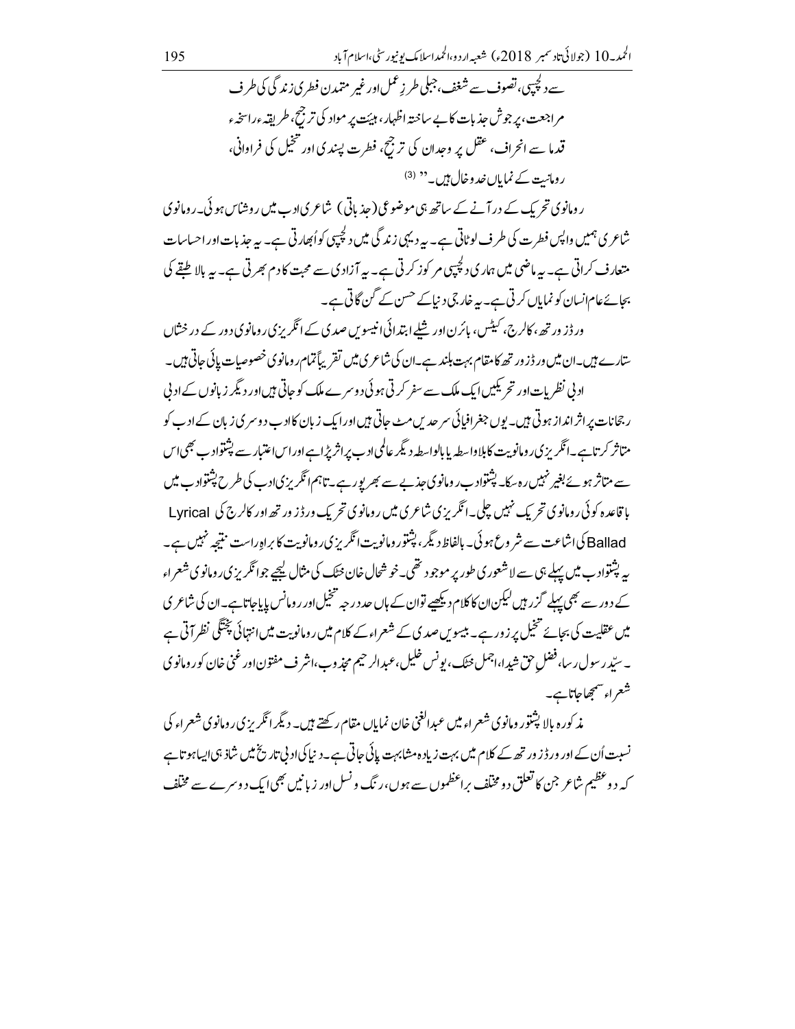> سے دلچسپی، تصوف سے شغف، جبلی طرزِ عمل اور غیر متمدن فطری زندگی کی طرف مراجعت، پر جوش جذبات کا بے ساختہ اظہار، ہیئت پر مواد کی ترجیح، طریقہء راسخہء قدما سے انحراف، عقل پر وجدان کی ترجیح، فطرت پسندی اور تخیل کی فراوانی، رومانیت کے نمایاں خدوخال ہیں۔" (3)

رومانوی تحریک کے در آنے کے ساتھ ہی موضوعی (جذباتی) شاعری ادب میں روشناس ہوئی۔ رومانوی شاعری ہمیں واپس فطرت کی طرف لوٹاتی ہے۔ یہ دیہی زندگی میں دلچسپی کو اُبھارتی ہے۔ یہ جذبات اور احساسات متعارف کراتی ہے۔ یہ ماضی میں ہماری دلچسپی مرکوز کرتی ہے۔ یہ آزادی سے محبت کا دم بھرتی ہے۔ یہ بالا طبقے کی بجائے عام انسان کو نمایاں کرتی ہے۔ یہ خارجی دنیا کے حسن کے گن گاتی ہے۔

ورڈز ورتھ، کالرج، کیٹس، بائرن اور شیلے ابتدائی انیسویں صدی کے انگریزی رومانوی دور کے درخشاں ستارے ہیں۔ ان میں ورڈز ورتھ کا مقام بہت بلند ہے۔ ان کی شاعری میں تقریباً تمام رومانوی خصوصیات پائی جاتی ہیں۔

ادبی نظریات اور تحریکیں ایک ملک سے سفر کرتی ہوئی دوسرے ملک کو جاتی ہیں اور دیگر زبانوں کے ادبی رجحانات پر اثر انداز ہوتی ہیں۔ یوں جغرافیائی سرحدیں مٹ جاتی ہیں اور ایک زبان کا ادب دوسری زبان کے ادب کو متاثر کرتا ہے۔ انگریزی رومانویت کا بلاواسطہ یا بالواسطہ دیگر عالمی ادب پر اثر پڑا ہے اور اس اعتبار سے پشتو ادب بھی اس سے متاثر ہوئے بغیر نہیں رہ سکا۔ پشتو ادب رومانوی جذبے سے بھرپور ہے۔ تاہم انگریزی ادب کی طرح پشتو ادب میں باقاعدہ کوئی رومانوی تحریک نہیں چلی۔ انگریزی شاعری میں رومانوی تحریک ورڈز ورتھ اور کالرج کی Lyrical Ballad کی اشاعت سے شروع ہوئی۔ بالفاظ دیگر، پشتو رومانویت انگریزی رومانویت کا براہِ راست نتیجہ نہیں ہے۔ یہ پشتو ادب میں پہلے ہی سے لاشعوری طور پر موجود تھی۔ خوشحال خان خٹک کی مثال لیجیے جو انگریزی رومانوی شعراء کے دور سے بھی پہلے گزرے ہیں لیکن ان کا کلام دیکھیے تو ان کے ہاں حد درجہ تخیل اور رومانس پایا جاتا ہے۔ ان کی شاعری میں عقلیت کی بجائے تخیل پر زور ہے۔ بیسویں صدی کے شعراء کے کلام میں رومانویت میں انتہائی پختگی نظر آتی ہے۔ سیّد رسول رسا، فضلِ حق شیدا، اجمل خٹک، یونس خلیل، عبدالرحیم مجذوب، اشرف مفتون اور غنی خان کو رومانوی شعراء سمجھا جاتا ہے۔

مذکورہ بالا پشتو رومانوی شعراء میں عبدالغنی خان نمایاں مقام رکھتے ہیں۔ دیگر انگریزی رومانوی شعراء کی نسبت اُن کے اور ورڈز ورتھ کے کلام میں بہت زیادہ مشابہت پائی جاتی ہے۔ دنیا کی ادبی تاریخ میں شاذ ہی ایسا ہوتا ہے کہ دو عظیم شاعر جن کا تعلق دو مختلف براعظموں سے ہوں، رنگ و نسل اور زبانیں بھی ایک دوسرے سے مختلف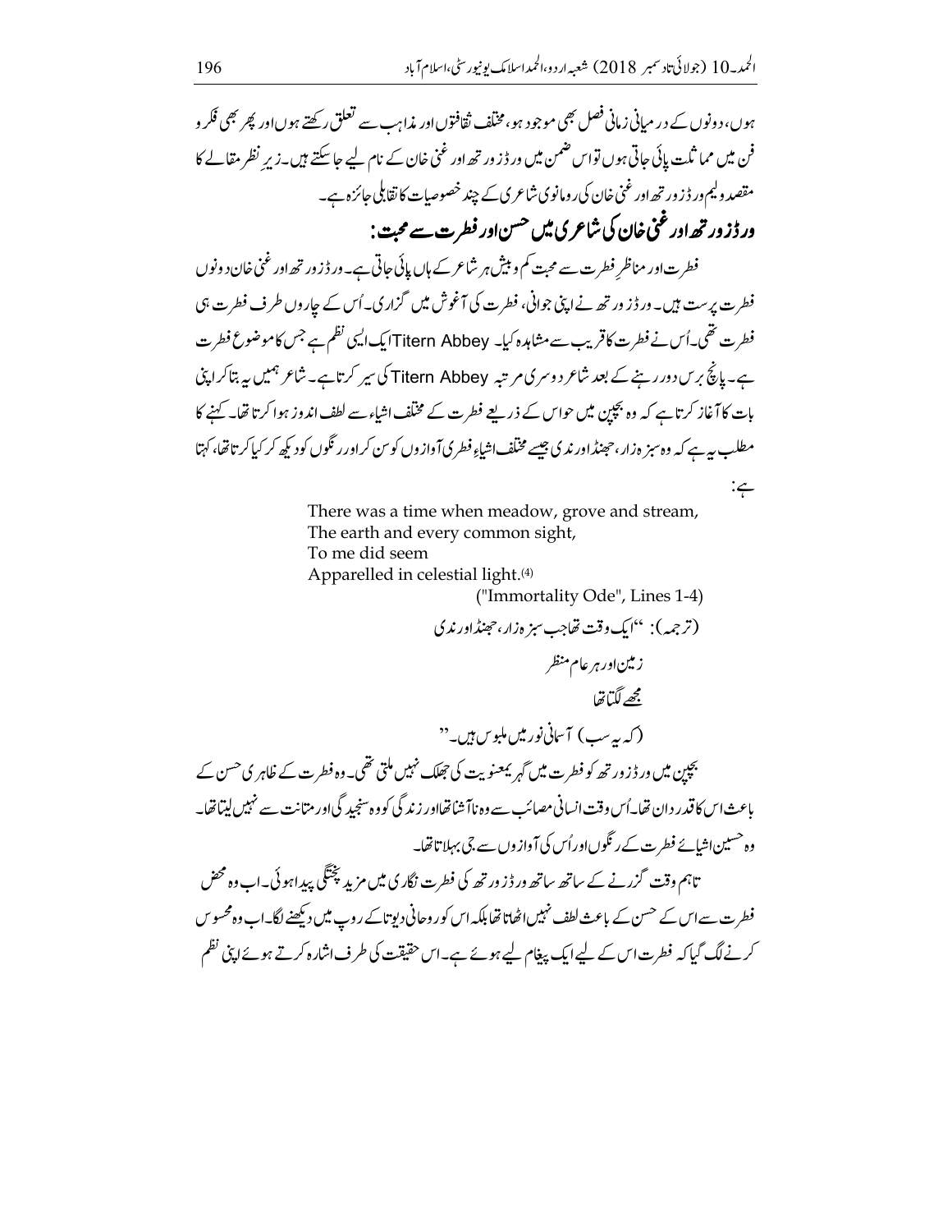ہوں، دونوں کے درمیانی زمانی فصل بھی موجود ہو، مختلف ثقافتوں اور مذاہب سے تعلق رکھتے ہوں اور پھر بھی فکر و فن میں مماثلت پائی جاتی ہوں تو اس ضمن میں ورڈز ورتھ اور غنی خان کے نام لیے جا سکتے ہیں۔ زیرِ نظر مقالے کا مقصد ولیم ورڈز ورتھ اور غنی خان کی رومانوی شاعری کے چند خصوصیات کا تقابلی جائزہ ہے۔

## ورڈز ورتھ اور غنی خان کی شاعری میں حسن اور فطرت سے محبت:

فطرت اور مناظرِ فطرت سے محبت کم و بیش ہر شاعر کے ہاں پائی جاتی ہے۔ ورڈز ورتھ اور غنی خان دونوں فطرت پرست ہیں۔ ورڈز ورتھ نے اپنی جوانی، فطرت کی آغوش میں گزاری۔ اُس کے چاروں طرف فطرت ہی فطرت تھی۔ اُس نے فطرت کا قریب سے مشاہدہ کیا۔ Titern Abbey ایک ایسی نظم ہے جس کا موضوع فطرت ہے۔ پانچ برس دور رہنے کے بعد شاعر دوسری مرتبہ Titern Abbey کی سیر کرتا ہے۔ شاعر ہمیں یہ بتا کر اپنی بات کا آغاز کرتا ہے کہ وہ بچپن میں حواس کے ذریعے فطرت کے مختلف اشیاء سے لطف اندوز ہوا کرتا تھا۔ کہنے کا مطلب یہ ہے کہ وہ سبزہ زار، جھنڈ اور ندی جیسے مختلف اشیاءِ فطری آوازوں کو سن کر اور رنگوں کو دیکھ کر کیا کرتا تھا، کہتا ہے:

> There was a time when meadow, grove and stream,
> The earth and every common sight,
> To me did seem
> Apparelled in celestial light.[4]
>
> ("Immortality Ode", Lines 1-4)

(ترجمہ): "ایک وقت تھا جب سبزہ زار، جھنڈ اور ندی
زمین اور ہر عام منظر
مجھے لگتا تھا
(کہ یہ سب) آسمانی نور میں ملبوس ہیں۔"

بچپن میں ورڈز ورتھ کو فطرت میں گہری معنویت کی جھلک نہیں ملتی تھی۔ وہ فطرت کے ظاہری حسن کے باعث اس کا قدر دان تھا۔ اُس وقت انسانی مصائب سے وہ ناآشنا تھا اور زندگی کو وہ سنجیدگی اور متانت سے نہیں لیتا تھا۔ وہ حسین اشیائے فطرت کے رنگوں اور اُس کی آوازوں سے جی بہلاتا تھا۔

تاہم وقت گزرنے کے ساتھ ساتھ ورڈز ورتھ کی فطرت نگاری میں مزید پختگی پیدا ہوئی۔ اب وہ محض فطرت سے اس کے حسن کے باعث لطف نہیں اٹھاتا تھا بلکہ اس کو روحانی دیوتا کے روپ میں دیکھنے لگا۔ اب وہ محسوس کرنے لگ گیا کہ فطرت اس کے لیے ایک پیغام لیے ہوئے ہے۔ اس حقیقت کی طرف اشارہ کرتے ہوئے اپنی نظم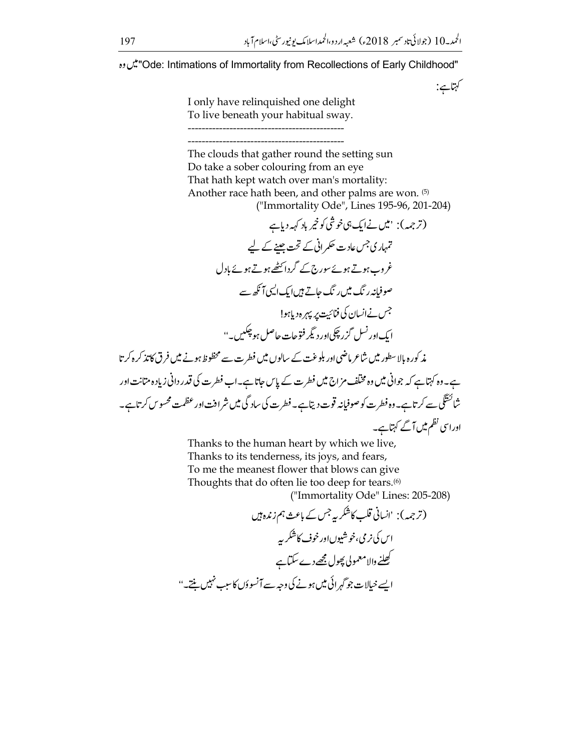"Ode: Intimations of Immortality from Recollections of Early Childhood" میں وہ کہتا ہے:

I only have relinquished one delight
To live beneath your habitual sway.
---------------------------------------------
---------------------------------------------
The clouds that gather round the setting sun
Do take a sober colouring from an eye
That hath kept watch over man's mortality:
Another race hath been, and other palms are won. (5)
("Immortality Ode", Lines 195-96, 201-204)

(ترجمہ): 'میں نے ایک ہی خوشی کو خیر باد کہہ دیا ہے
تمہاری جس عادت حکمرانی کے تحت جینے کے لیے
غروب ہوتے ہوئے سورج کے گرد اکٹھے ہوتے ہوئے بادل
صوفیانہ رنگ میں رنگ جاتے ہیں ایک ایسی آنکھ سے
جس نے انسان کی فنائیت پر پہرہ دیا ہو!
ایک اور نسل گزر چکی اور دیگر فتوحات حاصل ہو چکیں۔''

مذکورہ بالا سطور میں شاعر ماضی اور بلوغت کے سالوں میں فطرت سے محظوظ ہونے میں فرق کا تذکرہ کرتا ہے۔ وہ کہتا ہے کہ جوانی میں وہ مختلف مزاج میں فطرت کے پاس جاتا ہے۔ اب فطرت کی قدردانی زیادہ متانت اور شائستگی سے کرتا ہے۔ وہ فطرت کو صوفیانہ قوت دیتا ہے۔ فطرت کی سادگی میں شرافت اور عظمت محسوس کرتا ہے۔ اور اسی نظم میں آگے کہتا ہے۔

Thanks to the human heart by which we live,
Thanks to its tenderness, its joys, and fears,
To me the meanest flower that blows can give
Thoughts that do often lie too deep for tears.(6)
("Immortality Ode" Lines: 205-208)

(ترجمہ): 'انسانی قلب کا شکریہ جس کے باعث ہم زندہ ہیں
اس کی نرمی، خوشیوں اور خوف کا شکریہ
کھلنے والا معمولی پھول مجھے دے سکتا ہے
ایسے خیالات جو گہرائی میں ہونے کی وجہ سے آنسوؤں کا سبب نہیں بنتے۔''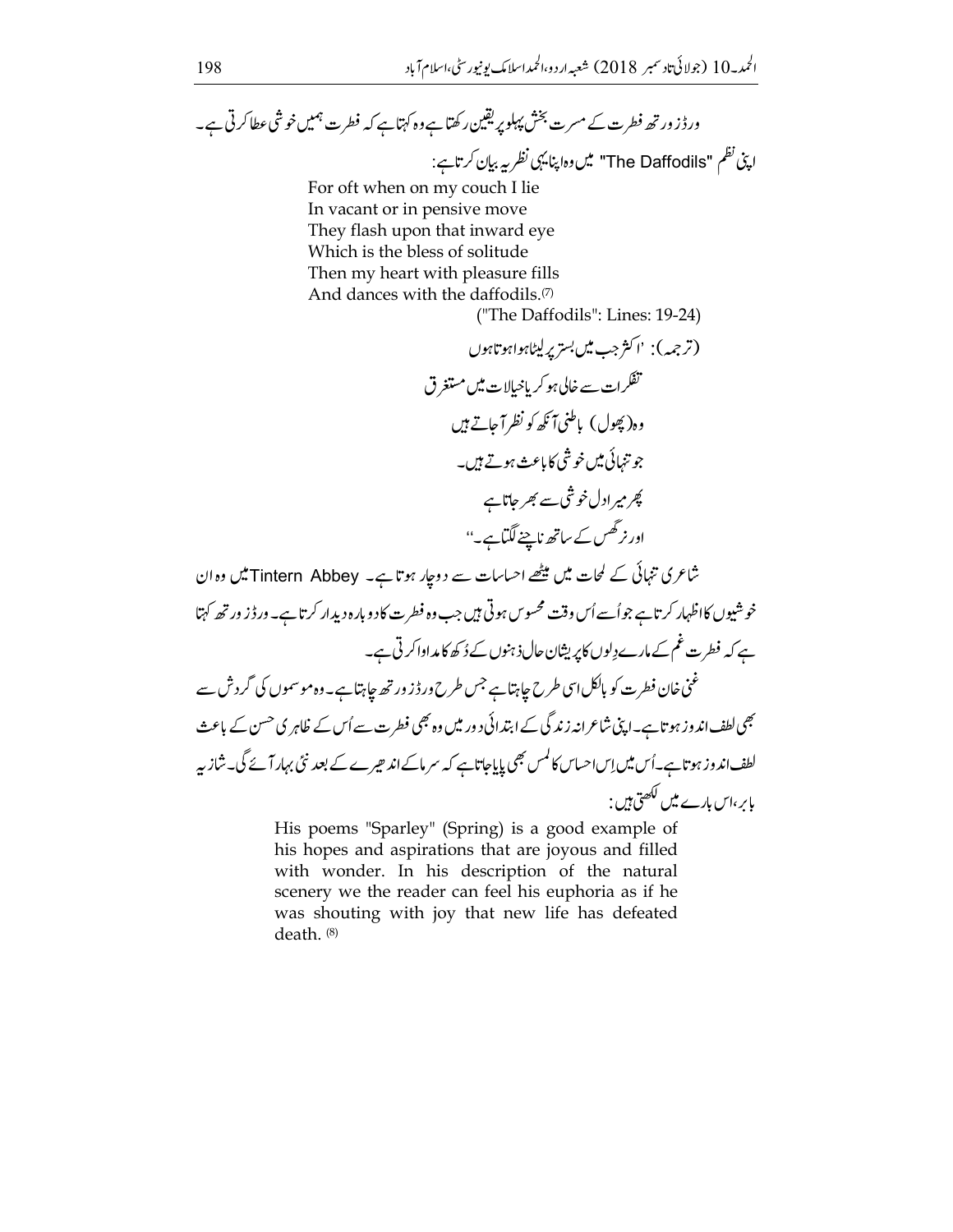ورڈز ورتھ فطرت کے مسرت بخش پہلو پر یقین رکھتا ہے وہ کہتا ہے کہ فطرت ہمیں خوشی عطا کرتی ہے۔ اپنی نظم "The Daffodils" میں وہ اپنا یہی نظریہ بیان کرتا ہے:

For oft when on my couch I lie
In vacant or in pensive move
They flash upon that inward eye
Which is the bless of solitude
Then my heart with pleasure fills
And dances with the daffodils.(7)

("The Daffodils": Lines: 19-24)

(ترجمہ): ''اکثر جب میں بستر پر لیٹا ہوا ہوتا ہوں
تفکرات سے خالی ہو کر یا خیالات میں مستغرق
وہ (پھول) باطنی آنکھ کو نظر آجاتے ہیں
جو تنہائی میں خوشی کا باعث ہوتے ہیں۔
پھر میرا دل خوشی سے بھر جاتا ہے
اور نرگس کے ساتھ ناچنے لگتا ہے۔''

شاعری تنہائی کے لمحات میں میٹھے احساسات سے دوچار ہوتا ہے۔ Tintern Abbey میں وہ ان خوشیوں کا اظہار کرتا ہے جو اُسے اُس وقت محسوس ہوتی ہیں جب وہ فطرت کا دوبارہ دیدار کرتا ہے۔ ورڈز ورتھ کہتا ہے کہ فطرت غم کے مارے دِلوں کا پریشان حال ذہنوں کے دُکھ کا مداوا کرتی ہے۔

غنی خان فطرت کو بالکل اسی طرح چاہتا ہے جس طرح ورڈز ورتھ چاہتا ہے۔ وہ موسموں کی گردش سے بھی لطف اندوز ہوتا ہے۔ اپنی شاعرانہ زندگی کے ابتدائی دور میں وہ بھی فطرت سے اُس کے ظاہری حسن کے باعث لطف اندوز ہوتا ہے۔ اُس میں اِس احساس کا لمس بھی پایا جاتا ہے کہ سرما کے اندھیرے کے بعد نئی بہار آئے گی۔ شازیہ بابر، اس بارے میں لکھتی ہیں:

His poems "Sparley" (Spring) is a good example of his hopes and aspirations that are joyous and filled with wonder. In his description of the natural scenery we the reader can feel his euphoria as if he was shouting with joy that new life has defeated death. (8)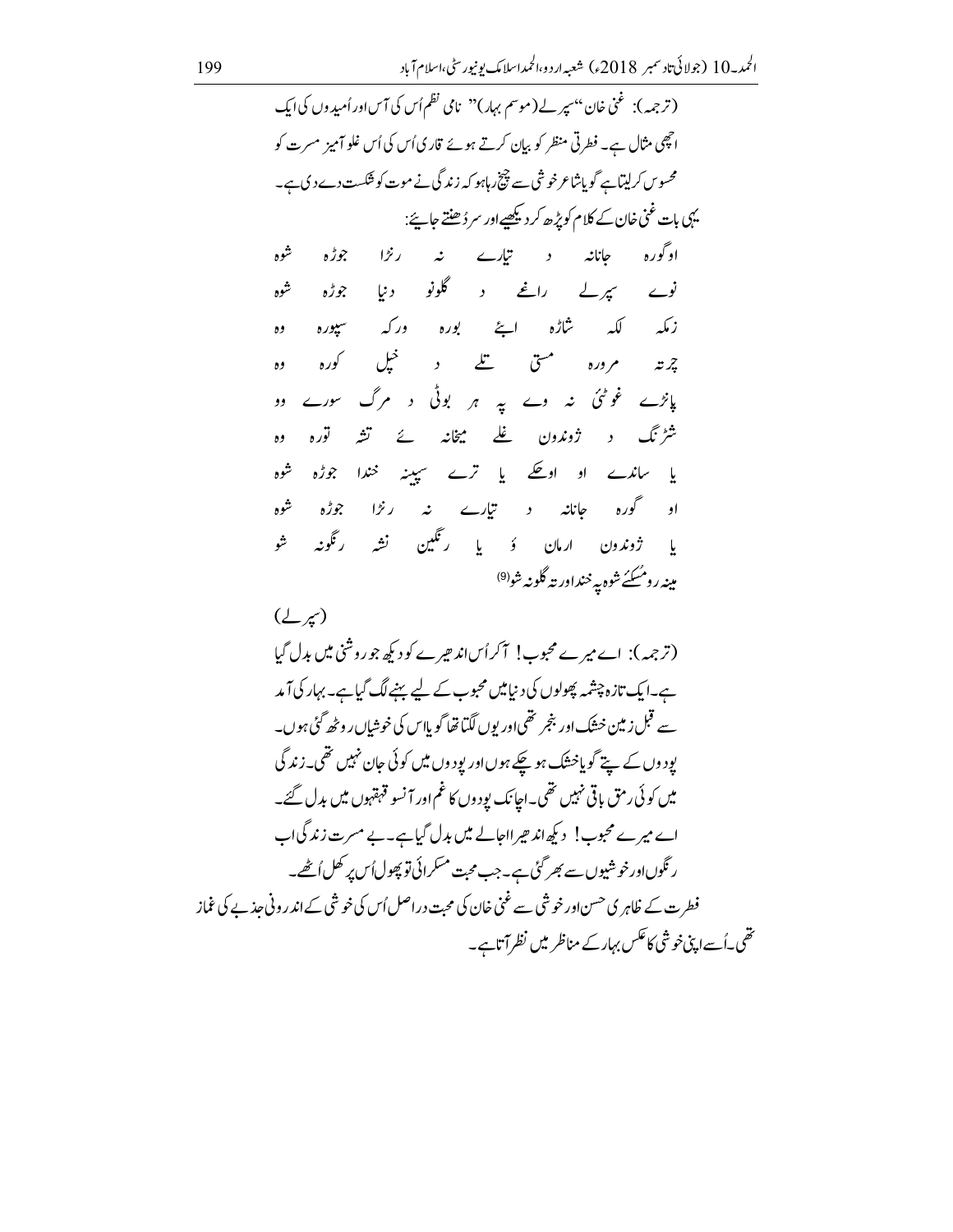(ترجمہ): غنی خان ''سپرلے (موسم بہار)'' نامی نظم اُس کی آس اور اُمیدوں کی ایک اچھی مثال ہے۔ فطرتی منظر کو بیان کرتے ہوئے قاری اُس کی اُس غلو آمیز مسرت کو محسوس کرلیتا ہے گویا شاعر خوشی سے چیخ رہا ہو کہ زندگی نے موت کو شکست دے دی ہے۔ یہی بات غنی خان کے کلام کو پڑھ کر دیکھیے اور سر دُھنتے جایئے:

او گورہ جانانہ د تیارے نہ رنڑا جوڑہ شوہ
نوے سپرلے راغے د گلونو دنیا جوڑہ شوہ
زمکہ لکہ شاڑہ اپئے بورہ ورکہ سپورہ وہ
چرتہ مرورہ مستی تلے د خپل کورہ وہ
پاڼڑے غوټئ نہ وے پہ ہر بوټی د مرگ سورے وو
شڑنگ د ژوندون غلے میخانہ ئے تشہ تورہ وہ
یا ساندے او اوښکے یا ترے سپینہ خندا جوڑہ شوہ
او گورہ جانانہ د تیارے نہ رنڑا جوڑہ شوہ
یا ژوندون ارمان ؤ یا رنگین نشہ رنگونہ شو
مینہ رو مُسکئ شوہ پہ خندا ورتہ گلونہ شو[9]

(سپرلے)

(ترجمہ): اے میرے محبوب! آکر اُس اندھیرے کو دیکھ جو روشنی میں بدل گیا ہے۔ ایک تازہ چشمہ پھولوں کی دنیا میں محبوب کے لیے بہنے لگ گیا ہے۔ بہار کی آمد سے قبل زمین خشک اور بنجر تھی اور یوں لگتا تھا گویا اس کی خوشیاں روٹھ گئی ہوں۔ پودوں کے پتے گویا خشک ہو چکے ہوں اور پودوں میں کوئی جان نہیں تھی۔ زندگی میں کوئی رمق باقی نہیں تھی۔ اچانک پودوں کا غم اور آنسو قہقہوں میں بدل گئے۔ اے میرے محبوب! دیکھ اندھیرا اجالے میں بدل گیا ہے۔ بے مسرت زندگی اب رنگوں اور خوشیوں سے بھر گئی ہے۔ جب محبت مسکرائی تو پھول اُس پر کھل اُٹھے۔

فطرت کے ظاہری حسن اور خوشی سے غنی خان کی محبت دراصل اُس کی خوشی کے اندرونی جذبے کی غماز تھی۔ اُسے اپنی خوشی کا عکس بہار کے مناظر میں نظر آتا ہے۔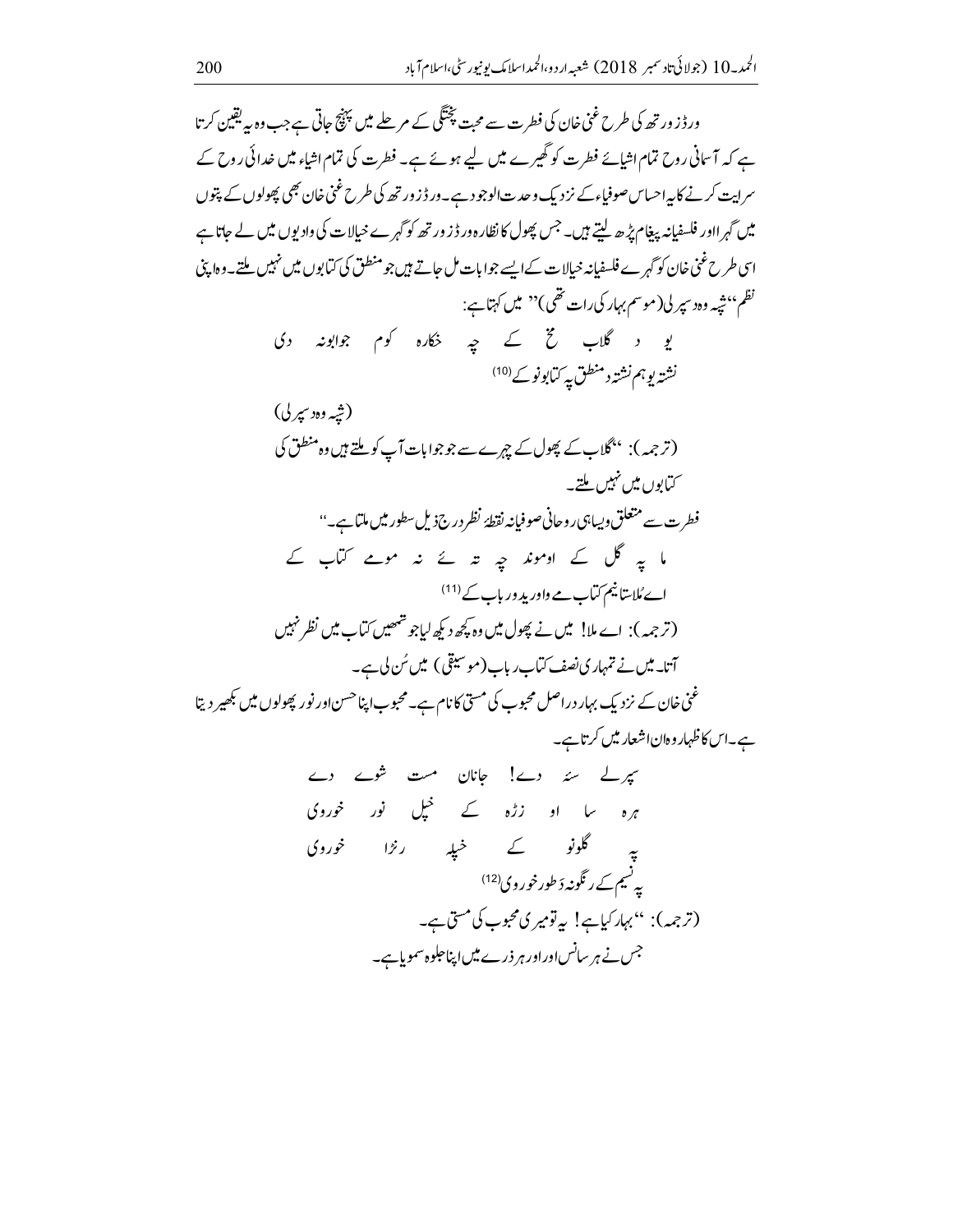ورڈزورتھ کی طرح غنی خان کی فطرت سے محبت پختگی کے مرحلے میں پہنچ جاتی ہے جب وہ یہ یقین کرتا ہے کہ آسمانی روح تمام اشیائے فطرت کو گھیرے میں لیے ہوئے ہے۔ فطرت کی تمام اشیاء میں خدائی روح کے سرایت کرنے کا یہ احساس صوفیاء کے نزدیک وحدت الوجود ہے۔ ورڈزورتھ کی طرح غنی خان بھی پھولوں کے پتوں میں گہرا اور فلسفیانہ پیغام پڑھ لیتے ہیں۔ جس پھول کا نظارہ ورڈزورتھ کو گہرے خیالات کی وادیوں میں لے جاتا ہے اسی طرح غنی خان کو گہرے فلسفیانہ خیالات کے ایسے جوابات مل جاتے ہیں جو منطق کی کتابوں میں نہیں ملتے۔ وہ اپنی نظم "شپہ وہ دسپرلی (موسم بہار کی رات تھی)" میں کہتا ہے:

یو د گلاب مخ کے چہ ښکارہ کوم جوابونہ دی
نشتہ یو ہم نشتہ د منطق پہ کتابونو کے[10]

(شپہ وہ دسپرلی)

(ترجمہ): "گلاب کے پھول کے چہرے سے جو جوابات آپ کو ملتے ہیں وہ منطق کی کتابوں میں نہیں ملتے۔

فطرت سے متعلق ویسا ہی روحانی صوفیانہ نقطۂ نظر درج ذیل سطور میں ملتا ہے۔"

ما پہ گل کے اوموند چہ تہ ئے نہ مومے کتاب کے
اے مُلاستانیم کتاب مے واوریدو رباب کے[11]

(ترجمہ): اے ملا! میں نے پھول میں وہ کچھ دیکھ لیا جو تمھیں کتاب میں نظر نہیں آتا۔ میں نے تمہاری نصف کتاب رباب (موسیقی) میں سُن لی ہے۔

غنی خان کے نزدیک بہار دراصل محبوب کی مستی کا نام ہے۔ محبوب اپنا حسن اور نور پھولوں میں بکھیر دیتا ہے۔ اس کا ظہار وہ ان اشعار میں کرتا ہے۔

سپرلے سئہ دے! جانان مست شوے دے
ہرہ سا او زڑہ کے خپل نور خوروی
پہ گلونو کے خپلہ رنڑا خوروی
پہ نسیم کے رنگونہ د طور خوروی[12]

(ترجمہ): "بہار کیا ہے! یہ تو میری محبوب کی مستی ہے۔
جس نے ہر سانس اور ہر ذرے میں اپنا جلوہ سمویا ہے۔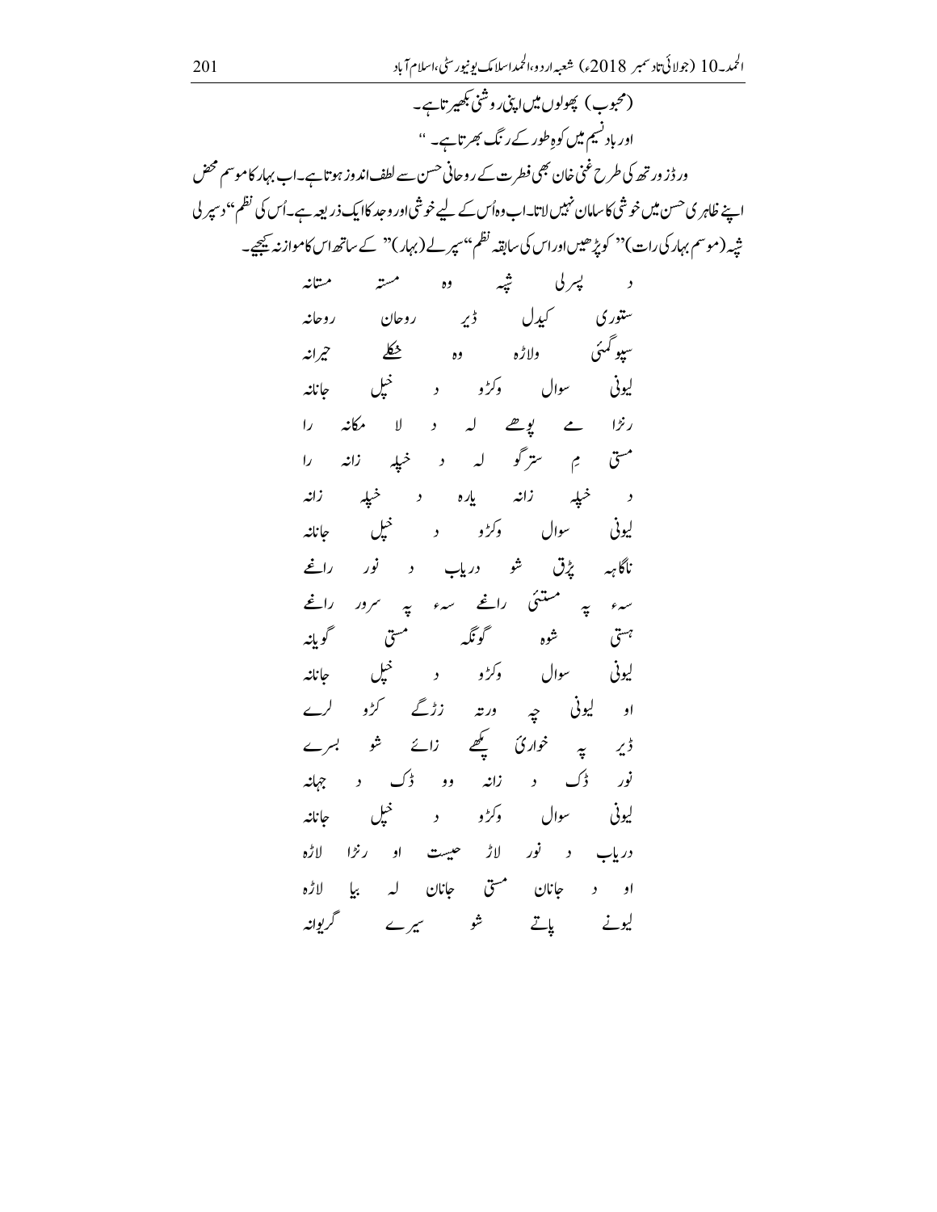(محبوب) پھولوں میں اپنی روشنی بکھیرتا ہے۔

اور بادِ نسیم میں کوہِ طور کے رنگ بھرتا ہے۔ "

ورڈز ورتھ کی طرح غنی خان بھی فطرت کے روحانی حسن سے لطف اندوز ہوتا ہے۔اب بہار کا موسم محض اپنے ظاہری حسن میں خوشی کا سامان نہیں لاتا۔اب وہ اُس کے لیے خوشی اور وجد کا ایک ذریعہ ہے۔اُس کی نظم "د سپرلی شپہ (موسم بہار کی رات)" کو پڑھیں اور اس کی سابقہ نظم "سپرلے (بہار)" کے ساتھ اس کا موازنہ کیجیے۔

د پسرلی شپہ وہ مستہ مستانہ

ستوری کیدل ڈیر روحان روحانہ

سپوگمئ ولاڑہ وہ خکلے حیرانہ

لیونی سوال وکڑو د خپل جانانہ

رنڑا مے پوھے لہ د لا مکانہ را

مستی م سترگو لہ د خپلہ زانہ را

د خپلہ زانہ یارہ د خپلہ زانہ

لیونی سوال وکڑو د خپل جانانہ

ناگاہہ پڑق شو دریاب د نور راغے

سہء پہ مستئ راغے سہء پہ سرور راغے

ہستی شوہ گونگہ مستی گویانہ

لیونی سوال وکڑو د خپل جانانہ

او لیونی چہ ورتہ زڑگے کڑو لرے

ڈیر پہ خوارئ پکھے زائے شو بسرے

نور ڈک د زانہ وو ڈک د جہانہ

لیونی سوال وکڑو د خپل جانانہ

دریاب د نور لاڑ حیست او رنڑا لاڑہ

او د جانان مستی جانان لہ بیا لاڑہ

لیونے پاتے شو سیرے گریوانہ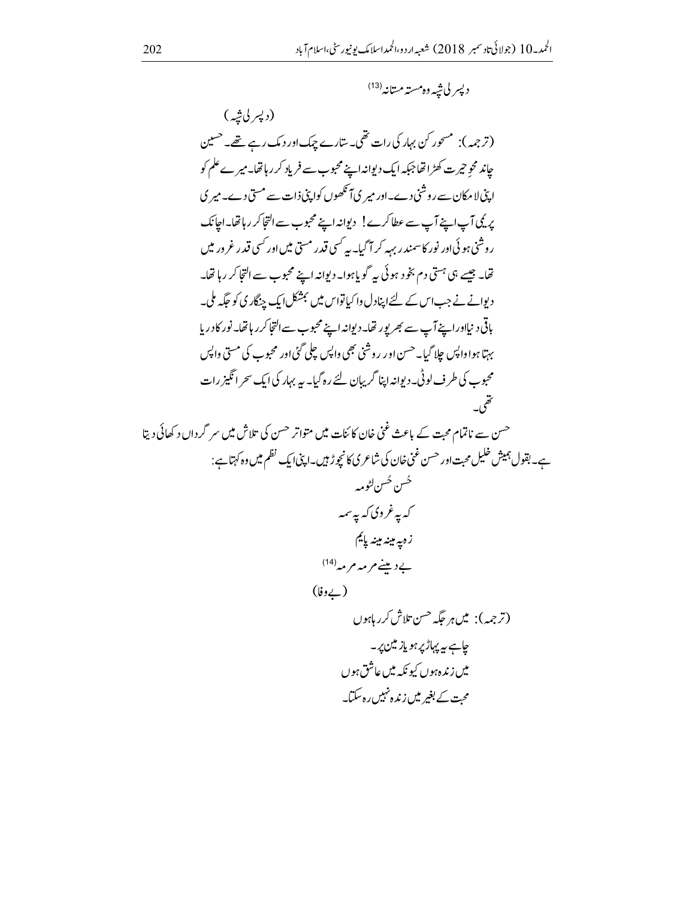دپسر لی شپہ وہ مستہ متانہ[13]

(دپسر لی شپہ)

(ترجمہ): مسحور کن بہار کی رات تھی۔ ستارے چمک اور دمک رہے تھے۔ حسین چاند محوِ حیرت کھڑا تھا جبکہ ایک دیوانہ اپنے محبوب سے فریاد کر رہا تھا۔ میرے علم کو اپنی لامکان سے روشنی دے۔ اور میری آنکھوں کو اپنی ذات سے مستی دے۔ میری پریمی آپ اپنے آپ سے عطا کرے! دیوانہ اپنے محبوب سے التجا کر رہا تھا۔ اچانک روشنی ہوئی اور نور کا سمندر بہہ کر آ گیا۔ یہ کسی قدر مستی میں اور کسی قدر غرور میں تھا۔ جیسے ہی ہستی دم بخود ہوئی یہ گویا ہوا۔ دیوانہ اپنے محبوب سے التجا کر رہا تھا۔ دیوانے نے جب اس کے لئے اپنا دل وا کیا تو اس میں بمشکل ایک چنگاری کو جگہ ملی۔ باقی دنیا اور اپنے آپ سے بھرپور تھا۔ دیوانہ اپنے محبوب سے التجا کر رہا تھا۔ نور کا دریا بہتا ہوا واپس چلا گیا۔ حسن اور روشنی بھی واپس چلی گئی اور محبوب کی مستی واپس محبوب کی طرف لوٹی۔ دیوانہ اپنا گریبان لئے رہ گیا۔ یہ بہار کی ایک سحر انگیز رات تھی۔

حسن سے ناتمام محبت کے باعث غنی خان کائنات میں متواتر حسن کی تلاش میں سر گرداں دکھائی دیتا ہے۔ بقول ہمیش خلیل محبت اور حسن غنی خان کی شاعری کا نچوڑ ہیں۔ اپنی ایک نظم میں وہ کہتا ہے:

حُسن حُسن لٹومہ
کہ پہ غروی کہ پہ سمہ
زہ پہ مینہ مینہ پایم
بے دینے مرمہ مرمہ[14]

(بے وفا)

(ترجمہ): میں ہر جگہ حسن تلاش کر رہا ہوں
چاہے یہ پہاڑ پر ہو یا زمین پر۔
میں زندہ ہوں کیونکہ میں عاشق ہوں
محبت کے بغیر میں زندہ نہیں رہ سکتا۔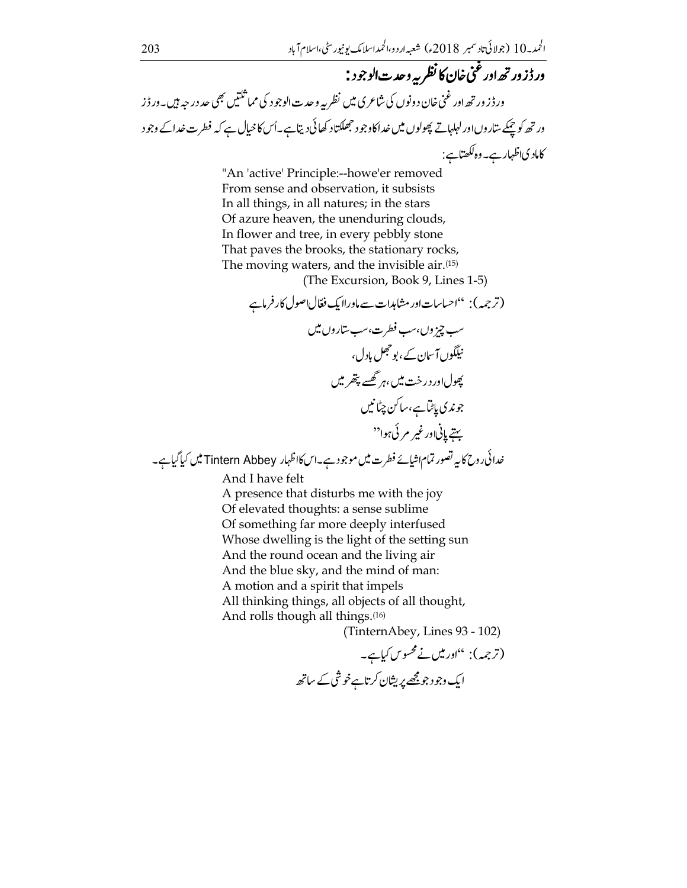## ورڈزورتھ اور غنی خان کا نظریہ وحدت الوجود:

ورڈزورتھ اور غنی خان دونوں کی شاعری میں نظریہ وحدت الوجود کی مماثلتیں بھی حد درجہ ہیں۔ورڈز ورتھ کو چمکتے ستاروں اور لہلہاتے پھولوں میں خدا کا وجود جھلکتا دکھائی دیتا ہے۔اُس کا خیال ہے کہ فطرت خدا کے وجود کا مادی اظہار ہے۔وہ لکھتا ہے:

> "An 'active' Principle:--howe'er removed
> From sense and observation, it subsists
> In all things, in all natures; in the stars
> Of azure heaven, the unenduring clouds,
> In flower and tree, in every pebbly stone
> That paves the brooks, the stationary rocks,
> The moving waters, and the invisible air.[15]
>
> (The Excursion, Book 9, Lines 1-5)

(ترجمہ): "احساسات اور مشاہدات سے ماورا ایک فعّال اصول کارفرما ہے
سب چیزوں، سب فطرت، سب ستاروں میں
نیلگوں آسمان کے، بوجھل بادل،
پھول اور درخت میں، ہر گھسے پتھر میں
جو ندی پاٹتا ہے، ساکن چٹانیں
بہتے پانی اور غیر مرئی ہوا"

خدائی روح کا یہ تصور تمام اشیائے فطرت میں موجود ہے۔اس کا اظہار Tintern Abbey میں کیا گیا ہے۔

> And I have felt
> A presence that disturbs me with the joy
> Of elevated thoughts: a sense sublime
> Of something far more deeply interfused
> Whose dwelling is the light of the setting sun
> And the round ocean and the living air
> And the blue sky, and the mind of man:
> A motion and a spirit that impels
> All thinking things, all objects of all thought,
> And rolls though all things.[16]
>
> (TinternAbey, Lines 93 - 102)

(ترجمہ): "اور میں نے محسوس کیا ہے۔
ایک وجود جو مجھے پریشان کرتا ہے خوشی کے ساتھ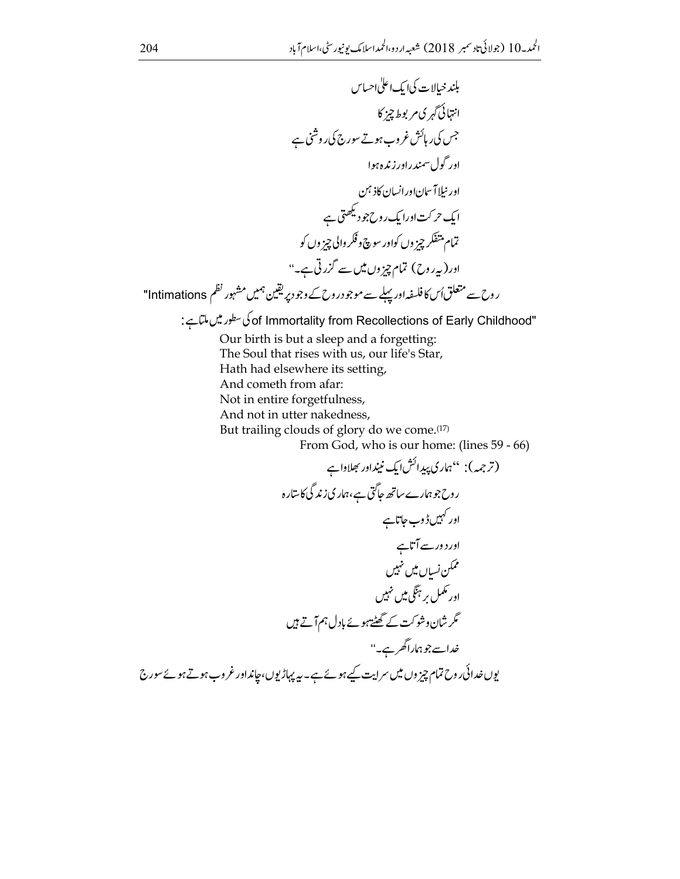بلند خیالات کی ایک اعلیٰ احساس
انتہائی گہری مربوط چیز کا
جس کی رہائش غروب ہوتے سورج کی روشنی ہے
اور گول سمندر اور زندہ ہوا
اور نیلا آسمان اور انسان کا ذہن
ایک حرکت اور ایک روح جو دیکھتی ہے
تمام متفکر چیزوں کو اور سوچ و فکر والی چیزوں کو
اور (یہ روح) تمام چیزوں میں سے گزرتی ہے۔"

روح سے متعلق اُس کا فلسفہ اور پہلے سے موجود روح کے وجود پر یقین ہمیں مشہور نظم "Intimations of Immortality from Recollections of Early Childhood" کی سطور میں ملتا ہے:

> Our birth is but a sleep and a forgetting:
> The Soul that rises with us, our life's Star,
> Hath had elsewhere its setting,
> And cometh from afar:
> Not in entire forgetfulness,
> And not in utter nakedness,
> But trailing clouds of glory do we come.(17)
> From God, who is our home: (lines 59 - 66)

(ترجمہ): "ہماری پیدائش ایک نیند اور بھلاوا ہے
روح جو ہمارے ساتھ جاگتی ہے، ہماری زندگی کا ستارہ
اور کہیں ڈوب جاتا ہے
اور دور سے آتا ہے
مکمل نسیاں میں نہیں
اور مکمل برہنگی میں نہیں
مگر شان و شوکت کے گھٹتے ہوئے بادل ہم آتے ہیں
خدا سے جو ہمارا گھر ہے۔"

یوں خدائی روح تمام چیزوں میں سرایت کیے ہوئے ہے۔ یہ پہاڑیوں، چاند اور غروب ہوتے ہوئے سورج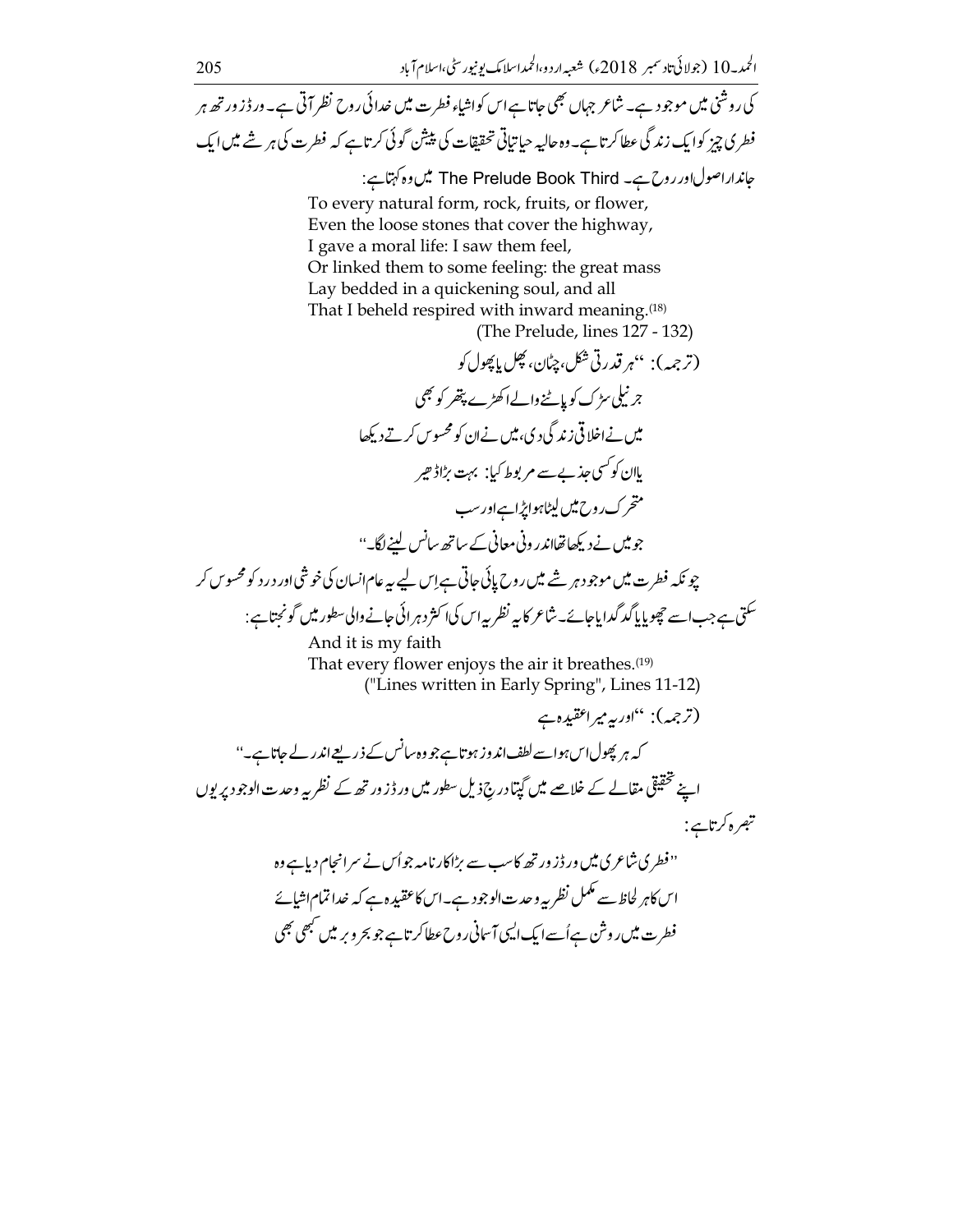کی روشنی میں موجود ہے۔ شاعر جہاں بھی جاتا ہے اس کو اشیاء فطرت میں خدائی روح نظر آتی ہے۔ ورڈز ورتھ ہر فطری چیز کو ایک زندگی عطا کرتا ہے۔ وہ حالیہ حیاتیاتی تحقیقات کی پیشن گوئی کرتا ہے کہ فطرت کی ہر شے میں ایک جاندار اصول اور روح ہے۔ The Prelude Book Third میں وہ کہتا ہے:

> To every natural form, rock, fruits, or flower,
> Even the loose stones that cover the highway,
> I gave a moral life: I saw them feel,
> Or linked them to some feeling: the great mass
> Lay bedded in a quickening soul, and all
> That I beheld respired with inward meaning.[18]
>
> (The Prelude, lines 127 - 132)

(ترجمہ): "ہر قدرتی شکل، چٹان، پھل یا پھول کو
جرنیلی سڑک کو پاٹنے والے اکھڑے پتھر کو بھی
میں نے اخلاقی زندگی دی، میں نے ان کو محسوس کرتے دیکھا
یا ان کو کسی جذبے سے مربوط کیا: بہت بڑا ڈھیر
متحرک روح میں لیٹا ہوا پڑا ہے اور سب
جو میں نے دیکھا تھا اندرونی معانی کے ساتھ سانس لینے لگا۔"

چونکہ فطرت میں موجود ہر شے میں روح پائی جاتی ہے اِس لیے یہ عام انسان کی خوشی اور درد کو محسوس کر سکتی ہے جب اسے چھویا یا گدگدایا جائے۔ شاعر کا یہ نظریہ اس کی اکثر دہرائی جانے والی سطور میں گونجتا ہے:

> And it is my faith
> That every flower enjoys the air it breathes.[19]
>
> ("Lines written in Early Spring", Lines 11-12)

(ترجمہ): "اور یہ میرا عقیدہ ہے
کہ ہر پھول اس ہوا سے لطف اندوز ہوتا ہے جو وہ سانس کے ذریعے اندر لے جاتا ہے۔"

اپنے تحقیقی مقالے کے خلاصے میں گپتا درجِ ذیل سطور میں ورڈز ورتھ کے نظریہ وحدت الوجود پر یوں تبصرہ کرتا ہے:

"فطری شاعری میں ورڈز ورتھ کا سب سے بڑا کارنامہ جو اُس نے سرانجام دیا ہے وہ اس کا ہر لحاظ سے مکمل نظریہ وحدت الوجود ہے۔ اس کا عقیدہ ہے کہ خدا تمام اشیائے فطرت میں روشن ہے اُسے ایک ایسی آسمانی روح عطا کرتا ہے جو بحر و بر میں کبھی بھی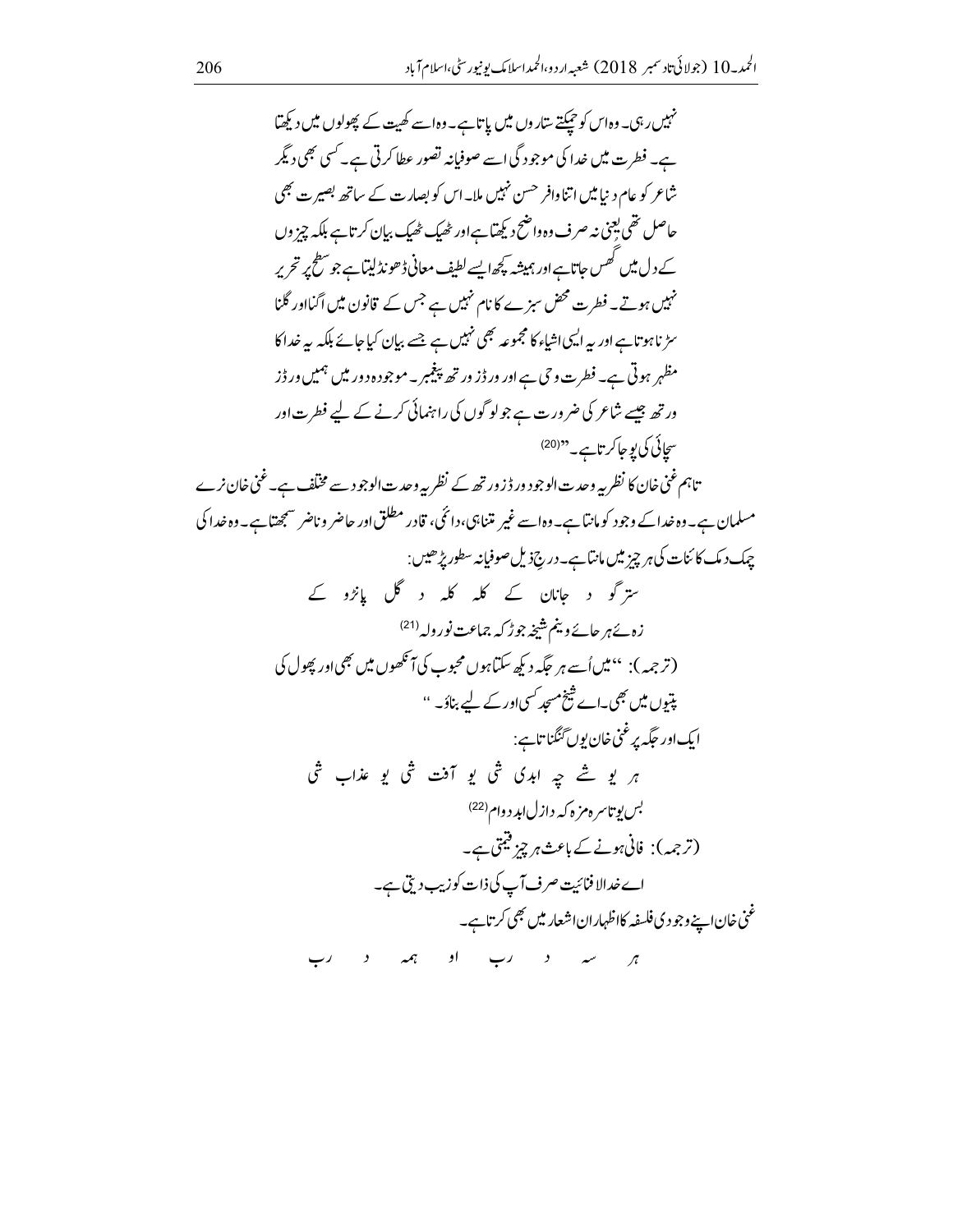نہیں رہی۔ وہ اس کو چمکتے ستاروں میں پاتا ہے۔ وہ اسے کھیت کے پھولوں میں دیکھتا ہے۔ فطرت میں خدا کی موجودگی اسے صوفیانہ تصور عطا کرتی ہے۔ کسی بھی دیگر شاعر کو عام دنیا میں اتنا وافر حسن نہیں ملا۔ اس کو بصارت کے ساتھ بصیرت بھی حاصل تھی یعنی نہ صرف وہ واضح دیکھتا ہے اور ٹھیک ٹھیک بیان کرتا ہے بلکہ چیزوں کے دل میں گھس جاتا ہے اور ہمیشہ کچھ ایسے لطیف معانی ڈھونڈ لیتا ہے جو سطح پر تحریر نہیں ہوتے۔ فطرت محض سبزے کا نام نہیں ہے جس کے قانون میں اگنا اور گلنا سڑنا ہوتا ہے اور یہ ایسی اشیاء کا مجموعہ بھی نہیں ہے جسے بیان کیا جائے بلکہ یہ خدا کا مظہر ہوتی ہے۔ فطرت وحی ہے اور ورڈز ورتھ پیغمبر۔ موجودہ دور میں ہمیں ورڈز ورتھ جیسے شاعر کی ضرورت ہے جو لوگوں کی راہنمائی کرنے کے لیے فطرت اور سچائی کی پوجا کرتا ہے۔"[20]

تاہم غنی خان کا نظریہ وحدت الوجود ورڈزورتھ کے نظریہ وحدت الوجود سے مختلف ہے۔ غنی خان نرے مسلمان ہے۔ وہ خدا کے وجود کو مانتا ہے۔ وہ اسے غیر متناہی، دائمی، قادر مطلق اور حاضر وناظر سمجھتا ہے۔ وہ خدا کی چمک دمک کائنات کی ہر چیز میں مانتا ہے۔ درج ذیل صوفیانہ سطور پڑھیں:

سترگو د جانان کے کلہ کلہ د گل پانڑو کے
زہ ئے ہر حائے وینم شیخہ جوڑ کہ جماعت نور ولہ[21]

(ترجمہ): "میں اُسے ہر جگہ دیکھ سکتا ہوں محبوب کی آنکھوں میں بھی اور پھول کی پتیوں میں بھی۔ اے شیخ مسجد کسی اور کے لیے بناؤ۔"

ایک اور جگہ پر غنی خان یوں گنگناتا ہے:

ہر یو شے چہ ابدی شی یو آفت شی یو عذاب شی
بس یو تا سرہ مزہ کہ دازل ابد دوام[22]

(ترجمہ): فانی ہونے کے باعث ہر چیز قیمتی ہے۔
اے خدا لافنائیت صرف آپ کی ذات کو زیب دیتی ہے۔

غنی خان اپنے وجودی فلسفہ کا اظہار ان اشعار میں بھی کرتا ہے۔

ہر سہ د رب او ہمہ د رب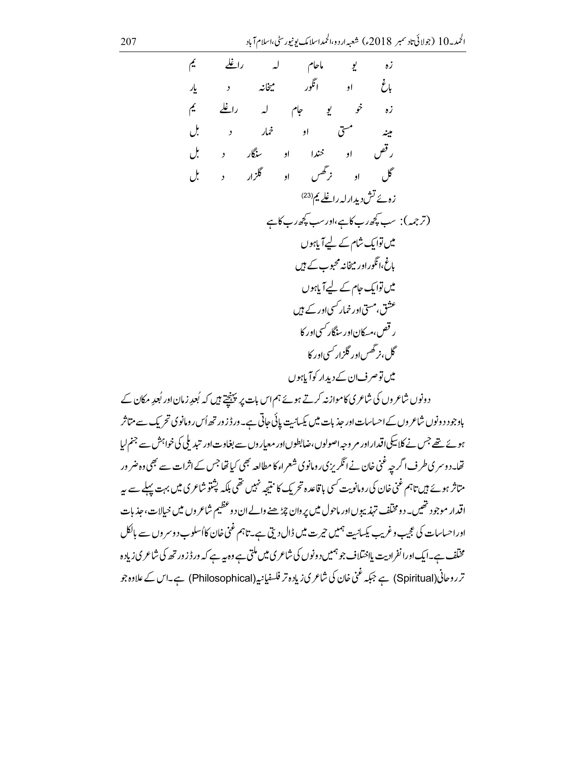زه یو ماحام لہ راغلے یم

باغ او انګور میخانه د یار

زه خو یو جام لہ راغلے یم

مینه مستی او خمار د بل

رقص او خندا او سنگار د بل

گل او نرگس او گلزار د بل

زہ ئے تش دیدار لہ راغلے یم[23]

(ترجمہ): سب کچھ رب کا ہے، اور سب کچھ رب کا ہے

میں تو ایک شام کے لیے آیا ہوں

باغ، انگور اور میخانہ محبوب کے ہیں

میں تو ایک جام کے لیے آیا ہوں

عشق، مستی اور خمار کسی اور کے ہیں

رقص، مسکان اور سنگار کسی اور کا

گل، نرگس اور گلزار کسی اور کا

میں تو صرف ان کے دیدار کو آیا ہوں

دونوں شاعروں کی شاعری کا موازنہ کرتے ہوئے ہم اس بات پر پہنچتے ہیں کہ بُعدِ زمان اور بُعدِ مکان کے باوجود دونوں شاعروں کے احساسات اور جذبات میں یکسانیت پائی جاتی ہے۔ ورڈزورتھ اُس رومانوی تحریک سے متاثر ہوئے تھے جس نے کلاسیکی اقدار اور مروجہ اصولوں، ضابطوں اور معیاروں سے بغاوت اور تبدیلی کی خواہش سے جنم لیا تھا۔ دوسری طرف اگرچہ غنی خان نے انگریزی رومانوی شعراء کا مطالعہ بھی کیا تھا جس کے اثرات سے بھی وہ ضرور متاثر ہوئے ہیں تاہم غنی خان کی رومانویت کسی باقاعدہ تحریک کا نتیجہ نہیں تھی بلکہ پشتو شاعری میں بہت پہلے سے یہ اقدار موجود تھیں۔ دو مختلف تہذیبوں اور ماحول میں پروان چڑھنے والے ان دو عظیم شاعروں میں خیالات، جذبات اور احساسات کی عجیب و غریب یکسانیت ہمیں حیرت میں ڈال دیتی ہے۔ تاہم غنی خان کا اُسلوب دوسروں سے بالکل مختلف ہے۔ ایک اور انفرادیت یا اختلاف جو ہمیں دونوں کی شاعری میں ملتی ہے وہ یہ ہے کہ ورڈزورتھ کی شاعری زیادہ تر روحانی(Spiritual) ہے جبکہ غنی خان کی شاعری زیادہ تر فلسفیانہ(Philosophical) ہے۔ اس کے علاوہ جو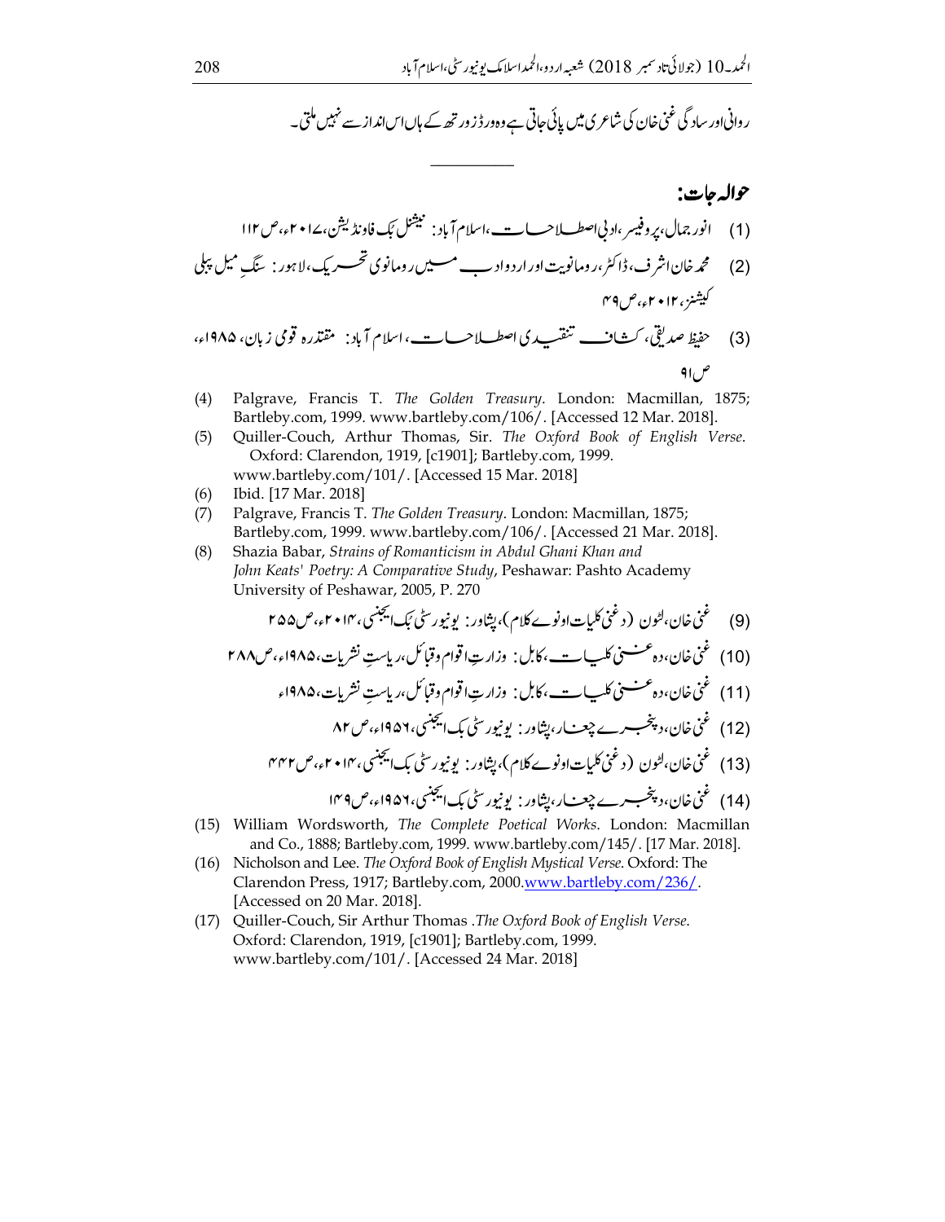روانی اور سادگی غنی خان کی شاعری میں پائی جاتی ہے وہ ورڈزورتھ کے ہاں اس انداز سے نہیں ملتی۔

---

## حوالہ جات:

(1) انور جمال، پروفیسر، ادبی اصطلاحات، اسلام آباد: نیشنل بک فاونڈیشن، ۲۰۱۷ء، ص ۱۱۲

(2) محمد خان اشرف، ڈاکٹر، رومانویت اور اردو ادب میں رومانوی تحریک، لاہور: سنگِ میل پبلی کیشنز، ۲۰۱۲ء، ص ۴۹

(3) حفیظ صدیقی، کشاف تنقیدی اصطلاحات، اسلام آباد: مقتدرہ قومی زبان، ۱۹۸۵ء، ص ۹۱

(4) Palgrave, Francis T. *The Golden Treasury*. London: Macmillan, 1875; Bartleby.com, 1999. www.bartleby.com/106/. [Accessed 12 Mar. 2018].

(5) Quiller-Couch, Arthur Thomas, Sir. *The Oxford Book of English Verse*. Oxford: Clarendon, 1919, [c1901]; Bartleby.com, 1999. www.bartleby.com/101/. [Accessed 15 Mar. 2018]

(6) Ibid. [17 Mar. 2018]

(7) Palgrave, Francis T. *The Golden Treasury*. London: Macmillan, 1875; Bartleby.com, 1999. www.bartleby.com/106/. [Accessed 21 Mar. 2018].

(8) Shazia Babar, *Strains of Romanticism in Abdul Ghani Khan and John Keats' Poetry: A Comparative Study*, Peshawar: Pashto Academy University of Peshawar, 2005, P. 270

(9) غنی خان، لٹون (د غنی کلیات اونوے کلام)، پشاور: یونیورسٹی بک ایجنسی، ۲۰۱۴ء، ص ۲۵۵

(10) غنی خان، دہ غنی کلیات، کابل: وزارتِ اقوام وقبائل، ریاستِ نشریات، ۱۹۸۵ء، ص ۲۸۸

(11) غنی خان، دہ غنی کلیات، کابل: وزارتِ اقوام وقبائل، ریاستِ نشریات، ۱۹۸۵ء

(12) غنی خان، دپنجرے چغار، پشاور: یونیورسٹی بک ایجنسی، ۱۹۵۶ء، ص ۸۲

(13) غنی خان، لٹون (د غنی کلیات اونوے کلام)، پشاور: یونیورسٹی بک ایجنسی، ۲۰۱۴ء، ص ۴۴۲

(14) غنی خان، دپنجرے چغار، پشاور: یونیورسٹی بک ایجنسی، ۱۹۵۶ء، ص ۱۴۹

(15) William Wordsworth, *The Complete Poetical Works*. London: Macmillan and Co., 1888; Bartleby.com, 1999. www.bartleby.com/145/. [17 Mar. 2018].

(16) Nicholson and Lee. *The Oxford Book of English Mystical Verse*. Oxford: The Clarendon Press, 1917; Bartleby.com, 2000. www.bartleby.com/236/. [Accessed on 20 Mar. 2018].

(17) Quiller-Couch, Sir Arthur Thomas. *The Oxford Book of English Verse*. Oxford: Clarendon, 1919, [c1901]; Bartleby.com, 1999. www.bartleby.com/101/. [Accessed 24 Mar. 2018]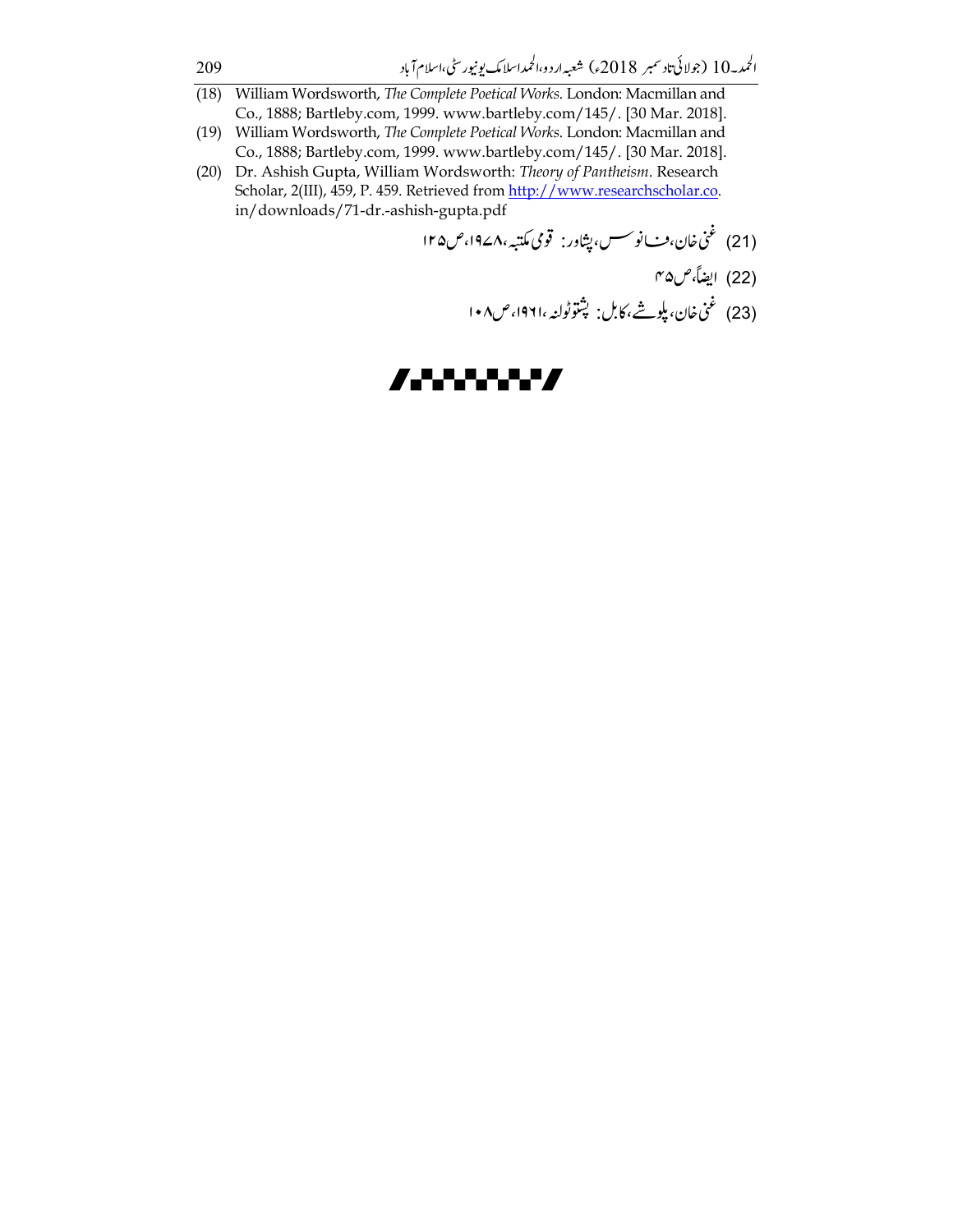(18) William Wordsworth, *The Complete Poetical Works*. London: Macmillan and Co., 1888; Bartleby.com, 1999. www.bartleby.com/145/. [30 Mar. 2018].

(19) William Wordsworth, *The Complete Poetical Works*. London: Macmillan and Co., 1888; Bartleby.com, 1999. www.bartleby.com/145/. [30 Mar. 2018].

(20) Dr. Ashish Gupta, William Wordsworth: *Theory of Pantheism*. Research Scholar, 2(III), 459, P. 459. Retrieved from http://www.researchscholar.co.in/downloads/71-dr.-ashish-gupta.pdf

(21) غنی خان، فانوس، پشاور: قومی مکتبہ، ۱۹۷۸، ص۱۲۵

(22) ایضاً، ص۴۵

(23) غنی خان، پلوشے، کابل: پشتوٹولنہ ،۱۹۶۱، ص۱۰۸